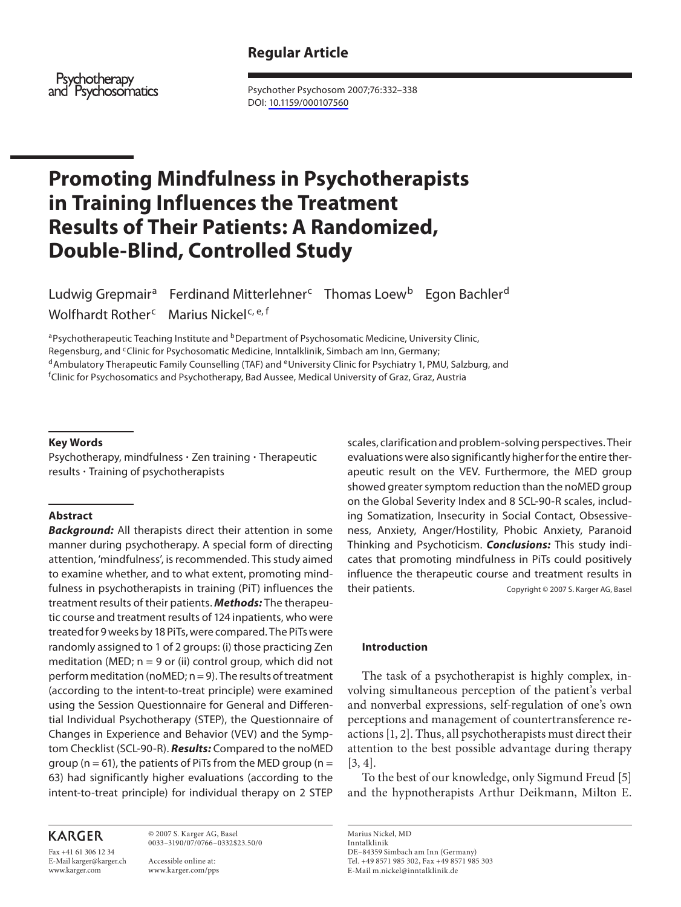**Regular Article**

# Promoting Mindfulness in Psychotherapists in Training Influences the Treatment Results of Their Patients: A Randomized, Double-Blind, Controlled Study

Ludwig Grepmair[a] Ferdinand Mitterlehner[c] Thomas Loew[b] Egon Bachler[d] Wolfhardt Rother[c] Marius Nickel[c, e, f]

[a]Psychotherapeutic Teaching Institute and [b]Department of Psychosomatic Medicine, University Clinic, Regensburg, and [c]Clinic for Psychosomatic Medicine, Inntalklinik, Simbach am Inn, Germany; [d]Ambulatory Therapeutic Family Counselling (TAF) and [e]University Clinic for Psychiatry 1, PMU, Salzburg, and [f]Clinic for Psychosomatics and Psychotherapy, Bad Aussee, Medical University of Graz, Graz, Austria

### Key Words

Psychotherapy, mindfulness · Zen training · Therapeutic results · Training of psychotherapists

### Abstract

***Background:*** All therapists direct their attention in some manner during psychotherapy. A special form of directing attention, 'mindfulness', is recommended. This study aimed to examine whether, and to what extent, promoting mindfulness in psychotherapists in training (PiT) influences the treatment results of their patients. ***Methods:*** The therapeutic course and treatment results of 124 inpatients, who were treated for 9 weeks by 18 PiTs, were compared. The PiTs were randomly assigned to 1 of 2 groups: (i) those practicing Zen meditation (MED; n = 9 or (ii) control group, which did not perform meditation (noMED; n = 9). The results of treatment (according to the intent-to-treat principle) were examined using the Session Questionnaire for General and Differential Individual Psychotherapy (STEP), the Questionnaire of Changes in Experience and Behavior (VEV) and the Symptom Checklist (SCL-90-R). ***Results:*** Compared to the noMED group (n = 61), the patients of PiTs from the MED group (n = 63) had significantly higher evaluations (according to the intent-to-treat principle) for individual therapy on 2 STEP scales, clarification and problem-solving perspectives. Their evaluations were also significantly higher for the entire therapeutic result on the VEV. Furthermore, the MED group showed greater symptom reduction than the noMED group on the Global Severity Index and 8 SCL-90-R scales, including Somatization, Insecurity in Social Contact, Obsessiveness, Anxiety, Anger/Hostility, Phobic Anxiety, Paranoid Thinking and Psychoticism. ***Conclusions:*** This study indicates that promoting mindfulness in PiTs could positively influence the therapeutic course and treatment results in their patients.

Copyright © 2007 S. Karger AG, Basel

## Introduction

The task of a psychotherapist is highly complex, involving simultaneous perception of the patient's verbal and nonverbal expressions, self-regulation of one's own perceptions and management of countertransference reactions [1, 2]. Thus, all psychotherapists must direct their attention to the best possible advantage during therapy [3, 4].

To the best of our knowledge, only Sigmund Freud [5] and the hypnotherapists Arthur Deikmann, Milton E.

© 2007 S. Karger AG, Basel
0033–3190/07/0766–0332$23.50/0

Accessible online at:
www.karger.com/pps

Marius Nickel, MD
Inntalklinik
DE–84359 Simbach am Inn (Germany)
Tel. +49 8571 985 302, Fax +49 8571 985 303
E-Mail m.nickel@inntalklinik.de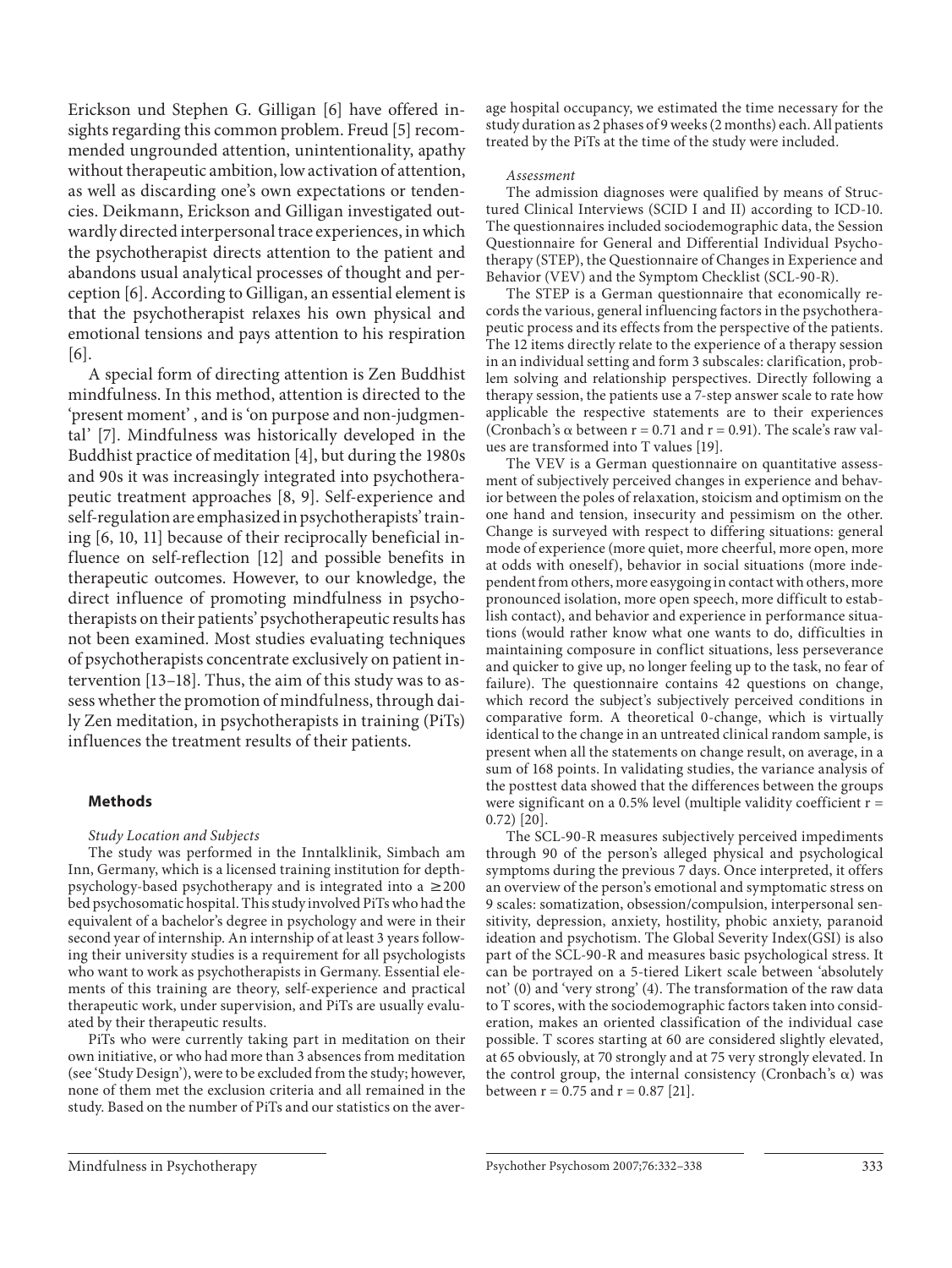Erickson und Stephen G. Gilligan [6] have offered insights regarding this common problem. Freud [5] recommended ungrounded attention, unintentionality, apathy without therapeutic ambition, low activation of attention, as well as discarding one's own expectations or tendencies. Deikmann, Erickson and Gilligan investigated outwardly directed interpersonal trace experiences, in which the psychotherapist directs attention to the patient and abandons usual analytical processes of thought and perception [6]. According to Gilligan, an essential element is that the psychotherapist relaxes his own physical and emotional tensions and pays attention to his respiration [6].

A special form of directing attention is Zen Buddhist mindfulness. In this method, attention is directed to the 'present moment', and is 'on purpose and non-judgmental' [7]. Mindfulness was historically developed in the Buddhist practice of meditation [4], but during the 1980s and 90s it was increasingly integrated into psychotherapeutic treatment approaches [8, 9]. Self-experience and self-regulation are emphasized in psychotherapists' training [6, 10, 11] because of their reciprocally beneficial influence on self-reflection [12] and possible benefits in therapeutic outcomes. However, to our knowledge, the direct influence of promoting mindfulness in psychotherapists on their patients' psychotherapeutic results has not been examined. Most studies evaluating techniques of psychotherapists concentrate exclusively on patient intervention [13–18]. Thus, the aim of this study was to assess whether the promotion of mindfulness, through daily Zen meditation, in psychotherapists in training (PiTs) influences the treatment results of their patients.

## Methods

*Study Location and Subjects*

The study was performed in the Inntalklinik, Simbach am Inn, Germany, which is a licensed training institution for depth-psychology-based psychotherapy and is integrated into a ≥200 bed psychosomatic hospital. This study involved PiTs who had the equivalent of a bachelor's degree in psychology and were in their second year of internship. An internship of at least 3 years following their university studies is a requirement for all psychologists who want to work as psychotherapists in Germany. Essential elements of this training are theory, self-experience and practical therapeutic work, under supervision, and PiTs are usually evaluated by their therapeutic results.

PiTs who were currently taking part in meditation on their own initiative, or who had more than 3 absences from meditation (see 'Study Design'), were to be excluded from the study; however, none of them met the exclusion criteria and all remained in the study. Based on the number of PiTs and our statistics on the average hospital occupancy, we estimated the time necessary for the study duration as 2 phases of 9 weeks (2 months) each. All patients treated by the PiTs at the time of the study were included.

*Assessment*

The admission diagnoses were qualified by means of Structured Clinical Interviews (SCID I and II) according to ICD-10. The questionnaires included sociodemographic data, the Session Questionnaire for General and Differential Individual Psychotherapy (STEP), the Questionnaire of Changes in Experience and Behavior (VEV) and the Symptom Checklist (SCL-90-R).

The STEP is a German questionnaire that economically records the various, general influencing factors in the psychotherapeutic process and its effects from the perspective of the patients. The 12 items directly relate to the experience of a therapy session in an individual setting and form 3 subscales: clarification, problem solving and relationship perspectives. Directly following a therapy session, the patients use a 7-step answer scale to rate how applicable the respective statements are to their experiences (Cronbach's $\alpha$ between $r = 0.71$ and $r = 0.91$). The scale's raw values are transformed into T values [19].

The VEV is a German questionnaire on quantitative assessment of subjectively perceived changes in experience and behavior between the poles of relaxation, stoicism and optimism on the one hand and tension, insecurity and pessimism on the other. Change is surveyed with respect to differing situations: general mode of experience (more quiet, more cheerful, more open, more at odds with oneself), behavior in social situations (more independent from others, more easygoing in contact with others, more pronounced isolation, more open speech, more difficult to establish contact), and behavior and experience in performance situations (would rather know what one wants to do, difficulties in maintaining composure in conflict situations, less perseverance and quicker to give up, no longer feeling up to the task, no fear of failure). The questionnaire contains 42 questions on change, which record the subject's subjectively perceived conditions in comparative form. A theoretical 0-change, which is virtually identical to the change in an untreated clinical random sample, is present when all the statements on change result, on average, in a sum of 168 points. In validating studies, the variance analysis of the posttest data showed that the differences between the groups were significant on a 0.5% level (multiple validity coefficient $r = 0.72$) [20].

The SCL-90-R measures subjectively perceived impediments through 90 of the person's alleged physical and psychological symptoms during the previous 7 days. Once interpreted, it offers an overview of the person's emotional and symptomatic stress on 9 scales: somatization, obsession/compulsion, interpersonal sensitivity, depression, anxiety, hostility, phobic anxiety, paranoid ideation and psychotism. The Global Severity Index(GSI) is also part of the SCL-90-R and measures basic psychological stress. It can be portrayed on a 5-tiered Likert scale between 'absolutely not' (0) and 'very strong' (4). The transformation of the raw data to T scores, with the sociodemographic factors taken into consideration, makes an oriented classification of the individual case possible. T scores starting at 60 are considered slightly elevated, at 65 obviously, at 70 strongly and at 75 very strongly elevated. In the control group, the internal consistency (Cronbach's $\alpha$) was between $r = 0.75$ and $r = 0.87$ [21].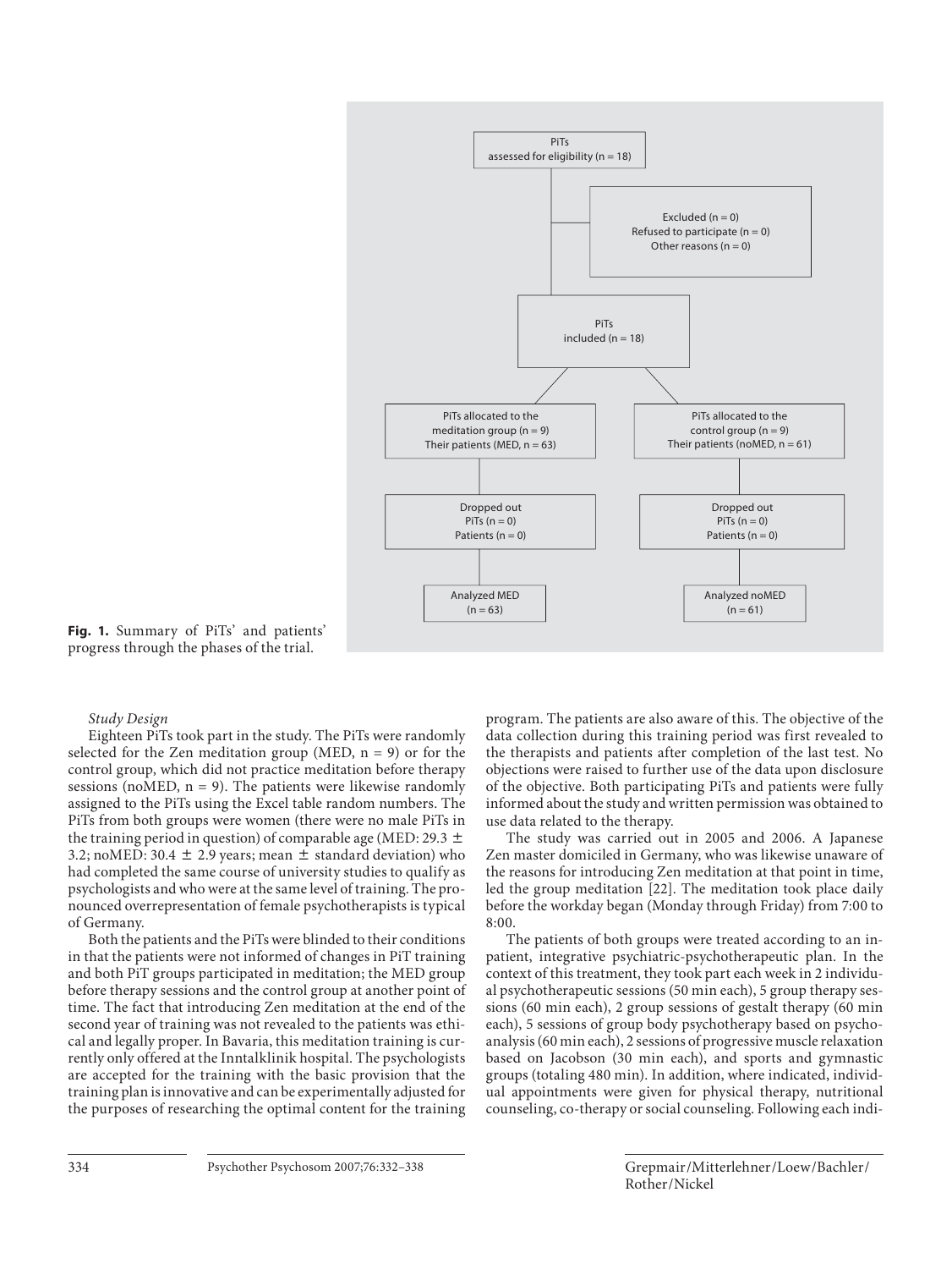PiTs
assessed for eligibility (n = 18)

Excluded (n = 0)
Refused to participate (n = 0)
Other reasons (n = 0)

PiTs
included (n = 18)

PiTs allocated to the
meditation group (n = 9)
Their patients (MED, n = 63)

PiTs allocated to the
control group (n = 9)
Their patients (noMED, n = 61)

Dropped out
PiTs (n = 0)
Patients (n = 0)

Dropped out
PiTs (n = 0)
Patients (n = 0)

Analyzed MED
(n = 63)

Analyzed noMED
(n = 61)

**Fig. 1.** Summary of PiTs' and patients' progress through the phases of the trial.

*Study Design*

Eighteen PiTs took part in the study. The PiTs were randomly selected for the Zen meditation group (MED, n = 9) or for the control group, which did not practice meditation before therapy sessions (noMED, n = 9). The patients were likewise randomly assigned to the PiTs using the Excel table random numbers. The PiTs from both groups were women (there were no male PiTs in the training period in question) of comparable age (MED: 29.3 ± 3.2; noMED: 30.4 ± 2.9 years; mean ± standard deviation) who had completed the same course of university studies to qualify as psychologists and who were at the same level of training. The pronounced overrepresentation of female psychotherapists is typical of Germany.

Both the patients and the PiTs were blinded to their conditions in that the patients were not informed of changes in PiT training and both PiT groups participated in meditation; the MED group before therapy sessions and the control group at another point of time. The fact that introducing Zen meditation at the end of the second year of training was not revealed to the patients was ethical and legally proper. In Bavaria, this meditation training is currently only offered at the Inntalklinik hospital. The psychologists are accepted for the training with the basic provision that the training plan is innovative and can be experimentally adjusted for the purposes of researching the optimal content for the training program. The patients are also aware of this. The objective of the data collection during this training period was first revealed to the therapists and patients after completion of the last test. No objections were raised to further use of the data upon disclosure of the objective. Both participating PiTs and patients were fully informed about the study and written permission was obtained to use data related to the therapy.

The study was carried out in 2005 and 2006. A Japanese Zen master domiciled in Germany, who was likewise unaware of the reasons for introducing Zen meditation at that point in time, led the group meditation [22]. The meditation took place daily before the workday began (Monday through Friday) from 7:00 to 8:00.

The patients of both groups were treated according to an in-patient, integrative psychiatric-psychotherapeutic plan. In the context of this treatment, they took part each week in 2 individual psychotherapeutic sessions (50 min each), 5 group therapy sessions (60 min each), 2 group sessions of gestalt therapy (60 min each), 5 sessions of group body psychotherapy based on psychoanalysis (60 min each), 2 sessions of progressive muscle relaxation based on Jacobson (30 min each), and sports and gymnastic groups (totaling 480 min). In addition, where indicated, individual appointments were given for physical therapy, nutritional counseling, co-therapy or social counseling. Following each indi-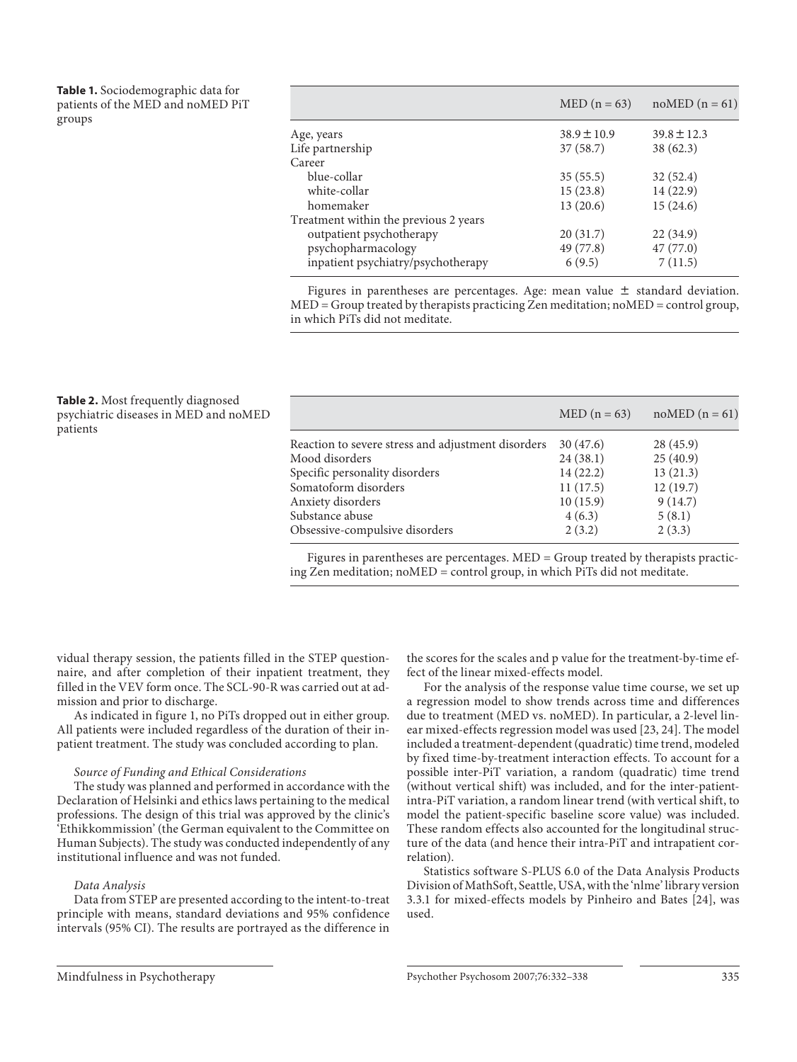**Table 1.** Sociodemographic data for patients of the MED and noMED PiT groups

| | MED (n = 63) | noMED (n = 61) |
|---|---|---|
| Age, years | 38.9 ± 10.9 | 39.8 ± 12.3 |
| Life partnership | 37 (58.7) | 38 (62.3) |
| Career | | |
| blue-collar | 35 (55.5) | 32 (52.4) |
| white-collar | 15 (23.8) | 14 (22.9) |
| homemaker | 13 (20.6) | 15 (24.6) |
| Treatment within the previous 2 years | | |
| outpatient psychotherapy | 20 (31.7) | 22 (34.9) |
| psychopharmacology | 49 (77.8) | 47 (77.0) |
| inpatient psychiatry/psychotherapy | 6 (9.5) | 7 (11.5) |

Figures in parentheses are percentages. Age: mean value ± standard deviation. MED = Group treated by therapists practicing Zen meditation; noMED = control group, in which PiTs did not meditate.

**Table 2.** Most frequently diagnosed psychiatric diseases in MED and noMED patients

| | MED (n = 63) | noMED (n = 61) |
|---|---|---|
| Reaction to severe stress and adjustment disorders | 30 (47.6) | 28 (45.9) |
| Mood disorders | 24 (38.1) | 25 (40.9) |
| Specific personality disorders | 14 (22.2) | 13 (21.3) |
| Somatoform disorders | 11 (17.5) | 12 (19.7) |
| Anxiety disorders | 10 (15.9) | 9 (14.7) |
| Substance abuse | 4 (6.3) | 5 (8.1) |
| Obsessive-compulsive disorders | 2 (3.2) | 2 (3.3) |

Figures in parentheses are percentages. MED = Group treated by therapists practicing Zen meditation; noMED = control group, in which PiTs did not meditate.

vidual therapy session, the patients filled in the STEP questionnaire, and after completion of their inpatient treatment, they filled in the VEV form once. The SCL-90-R was carried out at admission and prior to discharge.

As indicated in figure 1, no PiTs dropped out in either group. All patients were included regardless of the duration of their inpatient treatment. The study was concluded according to plan.

*Source of Funding and Ethical Considerations*

The study was planned and performed in accordance with the Declaration of Helsinki and ethics laws pertaining to the medical professions. The design of this trial was approved by the clinic's 'Ethikkommission' (the German equivalent to the Committee on Human Subjects). The study was conducted independently of any institutional influence and was not funded.

*Data Analysis*

Data from STEP are presented according to the intent-to-treat principle with means, standard deviations and 95% confidence intervals (95% CI). The results are portrayed as the difference in the scores for the scales and p value for the treatment-by-time effect of the linear mixed-effects model.

For the analysis of the response value time course, we set up a regression model to show trends across time and differences due to treatment (MED vs. noMED). In particular, a 2-level linear mixed-effects regression model was used [23, 24]. The model included a treatment-dependent (quadratic) time trend, modeled by fixed time-by-treatment interaction effects. To account for a possible inter-PiT variation, a random (quadratic) time trend (without vertical shift) was included, and for the inter-patient-intra-PiT variation, a random linear trend (with vertical shift, to model the patient-specific baseline score value) was included. These random effects also accounted for the longitudinal structure of the data (and hence their intra-PiT and intrapatient correlation).

Statistics software S-PLUS 6.0 of the Data Analysis Products Division of MathSoft, Seattle, USA, with the 'nlme' library version 3.3.1 for mixed-effects models by Pinheiro and Bates [24], was used.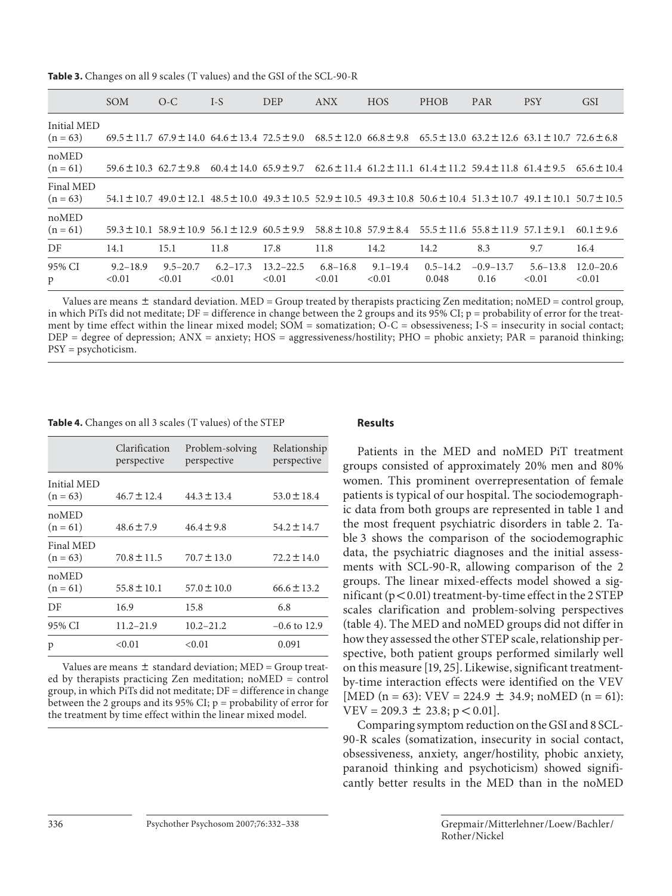**Table 3.** Changes on all 9 scales (T values) and the GSI of the SCL-90-R

| | SOM | O-C | I-S | DEP | ANX | HOS | PHOB | PAR | PSY | GSI |
|---|---|---|---|---|---|---|---|---|---|---|
| Initial MED (n = 63) | 69.5 ± 11.7 | 67.9 ± 14.0 | 64.6 ± 13.4 | 72.5 ± 9.0 | 68.5 ± 12.0 | 66.8 ± 9.8 | 65.5 ± 13.0 | 63.2 ± 12.6 | 63.1 ± 10.7 | 72.6 ± 6.8 |
| noMED (n = 61) | 59.6 ± 10.3 | 62.7 ± 9.8 | 60.4 ± 14.0 | 65.9 ± 9.7 | 62.6 ± 11.4 | 61.2 ± 11.1 | 61.4 ± 11.2 | 59.4 ± 11.8 | 61.4 ± 9.5 | 65.6 ± 10.4 |
| Final MED (n = 63) | 54.1 ± 10.7 | 49.0 ± 12.1 | 48.5 ± 10.0 | 49.3 ± 10.5 | 52.9 ± 10.5 | 49.3 ± 10.8 | 50.6 ± 10.4 | 51.3 ± 10.7 | 49.1 ± 10.1 | 50.7 ± 10.5 |
| noMED (n = 61) | 59.3 ± 10.1 | 58.9 ± 10.9 | 56.1 ± 12.9 | 60.5 ± 9.9 | 58.8 ± 10.8 | 57.9 ± 8.4 | 55.5 ± 11.6 | 55.8 ± 11.9 | 57.1 ± 9.1 | 60.1 ± 9.6 |
| DF | 14.1 | 15.1 | 11.8 | 17.8 | 11.8 | 14.2 | 14.2 | 8.3 | 9.7 | 16.4 |
| 95% CI | 9.2–18.9 | 9.5–20.7 | 6.2–17.3 | 13.2–22.5 | 6.8–16.8 | 9.1–19.4 | 0.5–14.2 | –0.9–13.7 | 5.6–13.8 | 12.0–20.6 |
| p | <0.01 | <0.01 | <0.01 | <0.01 | <0.01 | <0.01 | 0.048 | 0.16 | <0.01 | <0.01 |

Values are means ± standard deviation. MED = Group treated by therapists practicing Zen meditation; noMED = control group, in which PiTs did not meditate; DF = difference in change between the 2 groups and its 95% CI; p = probability of error for the treatment by time effect within the linear mixed model; SOM = somatization; O-C = obsessiveness; I-S = insecurity in social contact; DEP = degree of depression; ANX = anxiety; HOS = aggressiveness/hostility; PHO = phobic anxiety; PAR = paranoid thinking; PSY = psychoticism.

**Table 4.** Changes on all 3 scales (T values) of the STEP

| | Clarification perspective | Problem-solving perspective | Relationship perspective |
|---|---|---|---|
| Initial MED (n = 63) | 46.7 ± 12.4 | 44.3 ± 13.4 | 53.0 ± 18.4 |
| noMED (n = 61) | 48.6 ± 7.9 | 46.4 ± 9.8 | 54.2 ± 14.7 |
| Final MED (n = 63) | 70.8 ± 11.5 | 70.7 ± 13.0 | 72.2 ± 14.0 |
| noMED (n = 61) | 55.8 ± 10.1 | 57.0 ± 10.0 | 66.6 ± 13.2 |
| DF | 16.9 | 15.8 | 6.8 |
| 95% CI | 11.2–21.9 | 10.2–21.2 | –0.6 to 12.9 |
| p | <0.01 | <0.01 | 0.091 |

Values are means ± standard deviation; MED = Group treated by therapists practicing Zen meditation; noMED = control group, in which PiTs did not meditate; DF = difference in change between the 2 groups and its 95% CI; p = probability of error for the treatment by time effect within the linear mixed model.

## Results

Patients in the MED and noMED PiT treatment groups consisted of approximately 20% men and 80% women. This prominent overrepresentation of female patients is typical of our hospital. The sociodemographic data from both groups are represented in table 1 and the most frequent psychiatric disorders in table 2. Table 3 shows the comparison of the sociodemographic data, the psychiatric diagnoses and the initial assessments with SCL-90-R, allowing comparison of the 2 groups. The linear mixed-effects model showed a significant ($p < 0.01$) treatment-by-time effect in the 2 STEP scales clarification and problem-solving perspectives (table 4). The MED and noMED groups did not differ in how they assessed the other STEP scale, relationship perspective, both patient groups performed similarly well on this measure [19, 25]. Likewise, significant treatment-by-time interaction effects were identified on the VEV [MED (n = 63): VEV = 224.9 ± 34.9; noMED (n = 61): VEV = 209.3 ± 23.8; $p < 0.01$].

Comparing symptom reduction on the GSI and 8 SCL-90-R scales (somatization, insecurity in social contact, obsessiveness, anxiety, anger/hostility, phobic anxiety, paranoid thinking and psychoticism) showed significantly better results in the MED than in the noMED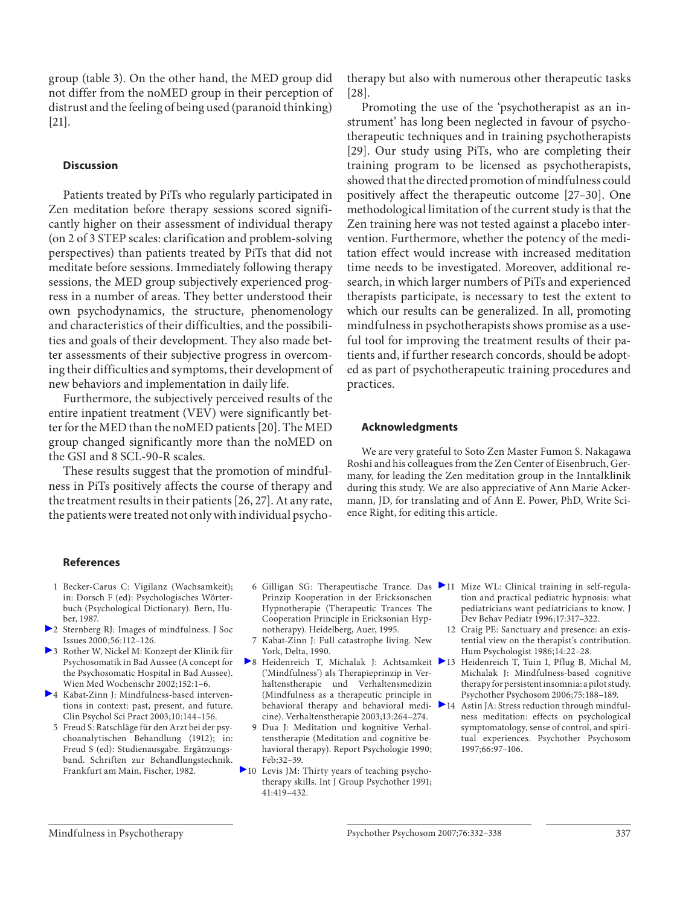group (table 3). On the other hand, the MED group did not differ from the noMED group in their perception of distrust and the feeling of being used (paranoid thinking) [21].

## Discussion

Patients treated by PiTs who regularly participated in Zen meditation before therapy sessions scored significantly higher on their assessment of individual therapy (on 2 of 3 STEP scales: clarification and problem-solving perspectives) than patients treated by PiTs that did not meditate before sessions. Immediately following therapy sessions, the MED group subjectively experienced progress in a number of areas. They better understood their own psychodynamics, the structure, phenomenology and characteristics of their difficulties, and the possibilities and goals of their development. They also made better assessments of their subjective progress in overcoming their difficulties and symptoms, their development of new behaviors and implementation in daily life.

Furthermore, the subjectively perceived results of the entire inpatient treatment (VEV) were significantly better for the MED than the noMED patients [20]. The MED group changed significantly more than the noMED on the GSI and 8 SCL-90-R scales.

These results suggest that the promotion of mindfulness in PiTs positively affects the course of therapy and the treatment results in their patients [26, 27]. At any rate, the patients were treated not only with individual psychotherapy but also with numerous other therapeutic tasks [28].

Promoting the use of the 'psychotherapist as an instrument' has long been neglected in favour of psychotherapeutic techniques and in training psychotherapists [29]. Our study using PiTs, who are completing their training program to be licensed as psychotherapists, showed that the directed promotion of mindfulness could positively affect the therapeutic outcome [27–30]. One methodological limitation of the current study is that the Zen training here was not tested against a placebo intervention. Furthermore, whether the potency of the meditation effect would increase with increased meditation time needs to be investigated. Moreover, additional research, in which larger numbers of PiTs and experienced therapists participate, is necessary to test the extent to which our results can be generalized. In all, promoting mindfulness in psychotherapists shows promise as a useful tool for improving the treatment results of their patients and, if further research concords, should be adopted as part of psychotherapeutic training procedures and practices.

## Acknowledgments

We are very grateful to Soto Zen Master Fumon S. Nakagawa Roshi and his colleagues from the Zen Center of Eisenbruch, Germany, for leading the Zen meditation group in the Inntalklinik during this study. We are also appreciative of Ann Marie Ackermann, JD, for translating and of Ann E. Power, PhD, Write Science Right, for editing this article.

## References

1. Becker-Carus C: Vigilanz (Wachsamkeit); in: Dorsch F (ed): Psychologisches Wörterbuch (Psychological Dictionary). Bern, Huber, 1987.
2. Sternberg RJ: Images of mindfulness. J Soc Issues 2000;56:112–126.
3. Rother W, Nickel M: Konzept der Klinik für Psychosomatik in Bad Aussee (A concept for the Psychosomatic Hospital in Bad Aussee). Wien Med Wochenschr 2002;152:1–6.
4. Kabat-Zinn J: Mindfulness-based interventions in context: past, present, and future. Clin Psychol Sci Pract 2003;10:144–156.
5. Freud S: Ratschläge für den Arzt bei der psychoanalytischen Behandlung (1912); in: Freud S (ed): Studienausgabe. Ergänzungsband. Schriften zur Behandlungstechnik. Frankfurt am Main, Fischer, 1982.
6. Gilligan SG: Therapeutische Trance. Das Prinzip Kooperation in der Ericksonschen Hypnotherapie (Therapeutic Trances The Cooperation Principle in Ericksonian Hypnotherapy). Heidelberg, Auer, 1995.
7. Kabat-Zinn J: Full catastrophe living. New York, Delta, 1990.
8. Heidenreich T, Michalak J: Achtsamkeit ('Mindfulness') als Therapieprinzip in Verhaltenstherapie und Verhaltensmedizin (Mindfulness as a therapeutic principle in behavioral therapy and behavioral medicine). Verhaltenstherapie 2003;13:264–274.
9. Dua J: Meditation und kognitive Verhaltenstherapie (Meditation and cognitive behavioral therapy). Report Psychologie 1990; Feb:32–39.
10. Levis JM: Thirty years of teaching psychotherapy skills. Int J Group Psychother 1991; 41:419–432.
11. Mize WL: Clinical training in self-regulation and practical pediatric hypnosis: what pediatricians want pediatricians to know. J Dev Behav Pediatr 1996;17:317–322.
12. Craig PE: Sanctuary and presence: an existential view on the therapist's contribution. Hum Psychologist 1986;14:22–28.
13. Heidenreich T, Tuin I, Pflug B, Michal M, Michalak J: Mindfulness-based cognitive therapy for persistent insomnia: a pilot study. Psychother Psychosom 2006;75:188–189.
14. Astin JA: Stress reduction through mindfulness meditation: effects on psychological symptomatology, sense of control, and spiritual experiences. Psychother Psychosom 1997;66:97–106.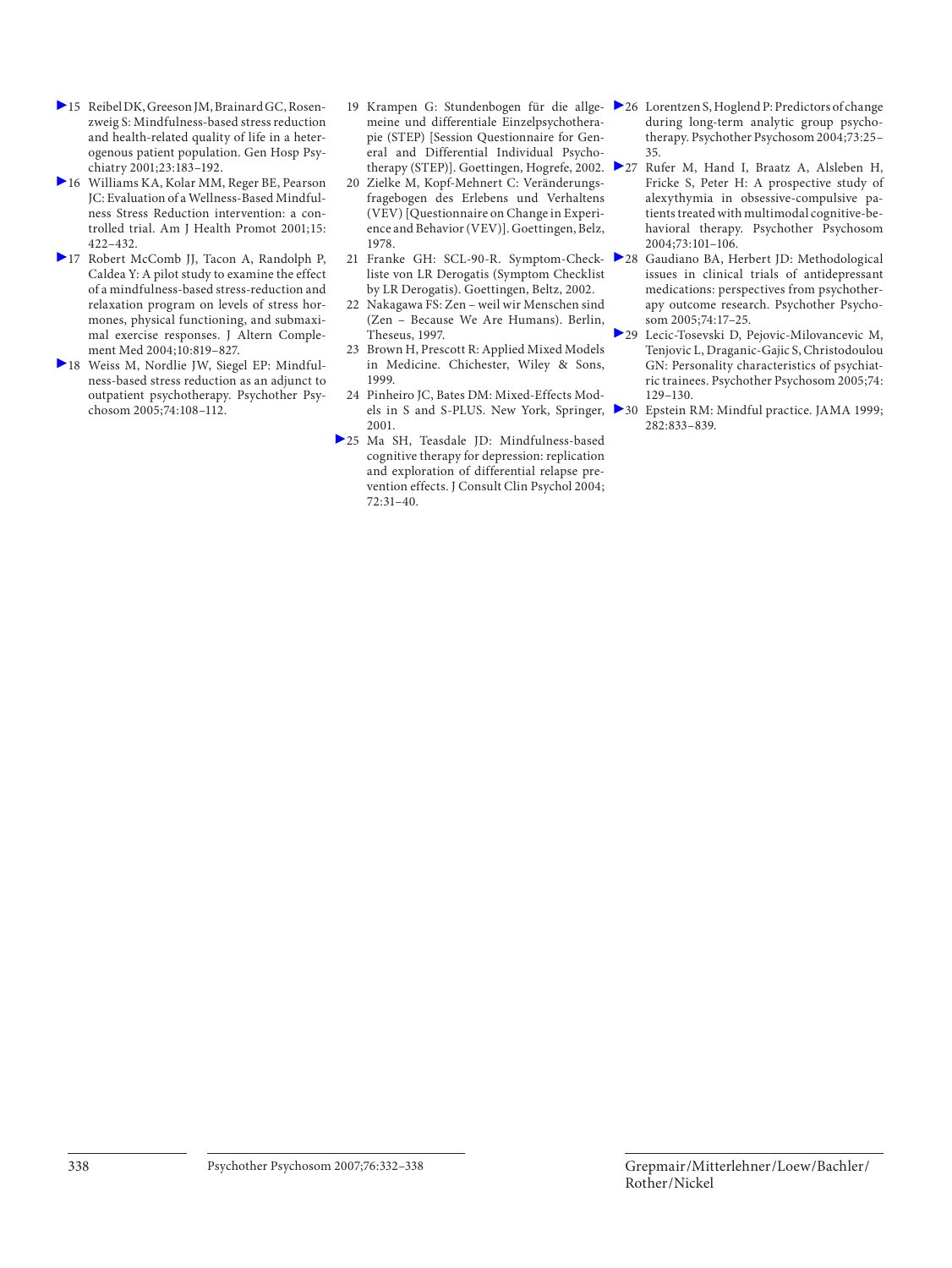15 Reibel DK, Greeson JM, Brainard GC, Rosenzweig S: Mindfulness-based stress reduction and health-related quality of life in a heterogeneous patient population. Gen Hosp Psychiatry 2001;23:183–192.

16 Williams KA, Kolar MM, Reger BE, Pearson JC: Evaluation of a Wellness-Based Mindfulness Stress Reduction intervention: a controlled trial. Am J Health Promot 2001;15: 422–432.

17 Robert McComb JJ, Tacon A, Randolph P, Caldea Y: A pilot study to examine the effect of a mindfulness-based stress-reduction and relaxation program on levels of stress hormones, physical functioning, and submaximal exercise responses. J Altern Complement Med 2004;10:819–827.

18 Weiss M, Nordlie JW, Siegel EP: Mindfulness-based stress reduction as an adjunct to outpatient psychotherapy. Psychother Psychosom 2005;74:108–112.

19 Krampen G: Stundenbogen für die allgemeine und differentiale Einzelpsychotherapie (STEP) [Session Questionnaire for General and Differential Individual Psychotherapy (STEP)]. Goettingen, Hogrefe, 2002.

20 Zielke M, Kopf-Mehnert C: Veränderungsfragebogen des Erlebens und Verhaltens (VEV) [Questionnaire on Change in Experience and Behavior (VEV)]. Goettingen, Belz, 1978.

21 Franke GH: SCL-90-R. Symptom-Checkliste von LR Derogatis (Symptom Checklist by LR Derogatis). Goettingen, Beltz, 2002.

22 Nakagawa FS: Zen – weil wir Menschen sind (Zen – Because We Are Humans). Berlin, Theseus, 1997.

23 Brown H, Prescott R: Applied Mixed Models in Medicine. Chichester, Wiley & Sons, 1999.

24 Pinheiro JC, Bates DM: Mixed-Effects Models in S and S-PLUS. New York, Springer, 2001.

25 Ma SH, Teasdale JD: Mindfulness-based cognitive therapy for depression: replication and exploration of differential relapse prevention effects. J Consult Clin Psychol 2004; 72:31–40.

26 Lorentzen S, Hoglend P: Predictors of change during long-term analytic group psychotherapy. Psychother Psychosom 2004;73:25–35.

27 Rufer M, Hand I, Braatz A, Alsleben H, Fricke S, Peter H: A prospective study of alexythymia in obsessive-compulsive patients treated with multimodal cognitive-behavioral therapy. Psychother Psychosom 2004;73:101–106.

28 Gaudiano BA, Herbert JD: Methodological issues in clinical trials of antidepressant medications: perspectives from psychotherapy outcome research. Psychother Psychosom 2005;74:17–25.

29 Lecic-Tosevski D, Pejovic-Milovancevic M, Tenjovic L, Draganic-Gajic S, Christodoulou GN: Personality characteristics of psychiatric trainees. Psychother Psychosom 2005;74: 129–130.

30 Epstein RM: Mindful practice. JAMA 1999; 282:833–839.